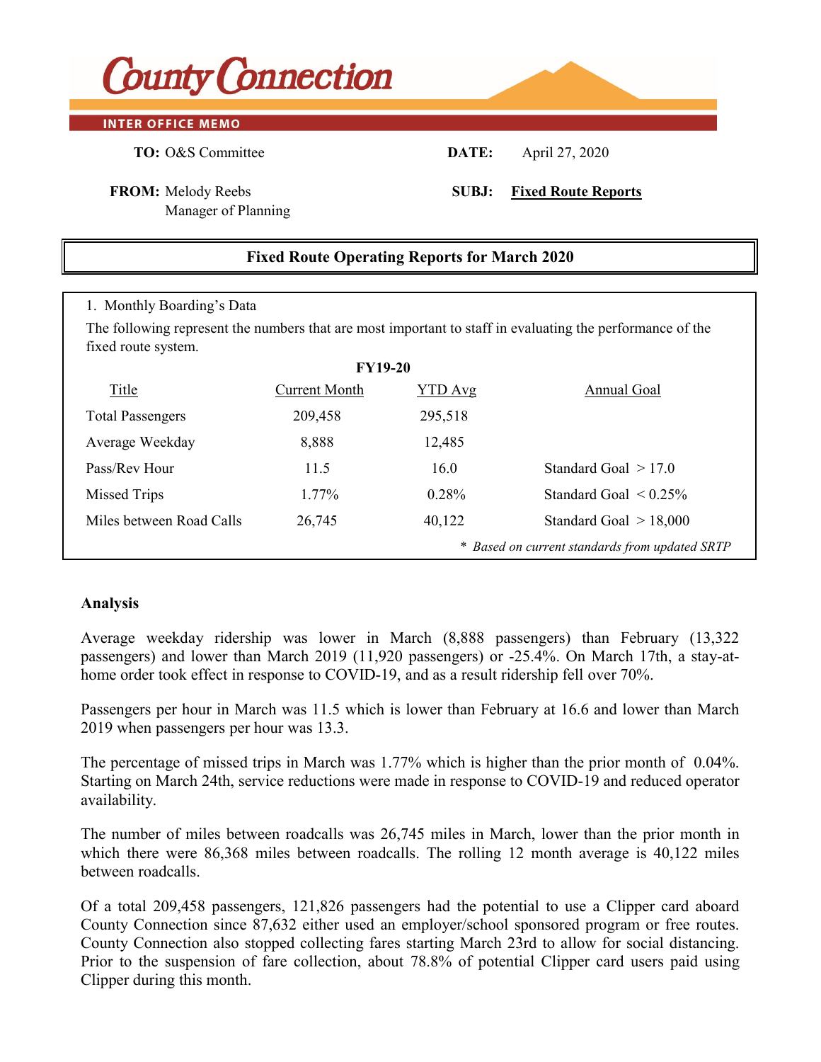# County Connection

**INTER OFFICE MEMO**

**TO:** O&S Committee

**DATE:** April 27, 2020

**FROM:** Melody Reebs
Manager of Planning

**SUBJ:** **Fixed Route Reports**

## Fixed Route Operating Reports for March 2020

1. Monthly Boarding's Data

The following represent the numbers that are most important to staff in evaluating the performance of the fixed route system.

**FY19-20**

| Title | Current Month | YTD Avg | Annual Goal |
|---|---|---|---|
| Total Passengers | 209,458 | 295,518 | |
| Average Weekday | 8,888 | 12,485 | |
| Pass/Rev Hour | 11.5 | 16.0 | Standard Goal > 17.0 |
| Missed Trips | 1.77% | 0.28% | Standard Goal < 0.25% |
| Miles between Road Calls | 26,745 | 40,122 | Standard Goal > 18,000 |

*\* Based on current standards from updated SRTP*

### Analysis

Average weekday ridership was lower in March (8,888 passengers) than February (13,322 passengers) and lower than March 2019 (11,920 passengers) or -25.4%. On March 17th, a stay-at-home order took effect in response to COVID-19, and as a result ridership fell over 70%.

Passengers per hour in March was 11.5 which is lower than February at 16.6 and lower than March 2019 when passengers per hour was 13.3.

The percentage of missed trips in March was 1.77% which is higher than the prior month of 0.04%. Starting on March 24th, service reductions were made in response to COVID-19 and reduced operator availability.

The number of miles between roadcalls was 26,745 miles in March, lower than the prior month in which there were 86,368 miles between roadcalls. The rolling 12 month average is 40,122 miles between roadcalls.

Of a total 209,458 passengers, 121,826 passengers had the potential to use a Clipper card aboard County Connection since 87,632 either used an employer/school sponsored program or free routes. County Connection also stopped collecting fares starting March 23rd to allow for social distancing. Prior to the suspension of fare collection, about 78.8% of potential Clipper card users paid using Clipper during this month.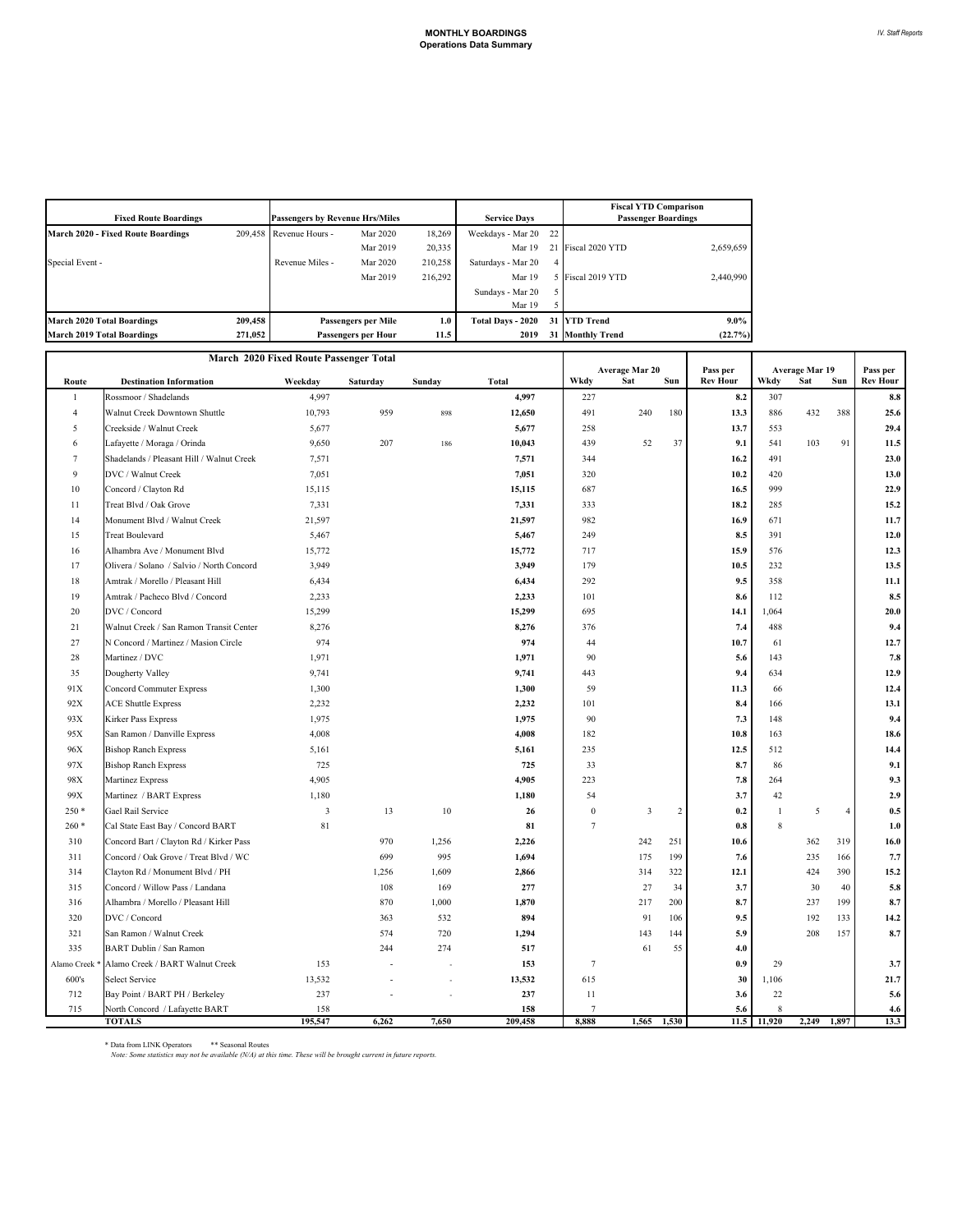# MONTHLY BOARDINGS
## Operations Data Summary

| Fixed Route Boardings | | Passengers by Revenue Hrs/Miles | | | Service Days | | Fiscal YTD Comparison Passenger Boardings | |
|---|---|---|---|---|---|---|---|---|
| March 2020 - Fixed Route Boardings | 209,458 | Revenue Hours - | Mar 2020 | 18,269 | Weekdays - Mar 20 | 22 | | |
| | | | Mar 2019 | 20,335 | Mar 19 | 21 | Fiscal 2020 YTD | 2,659,659 |
| Special Event - | | Revenue Miles - | Mar 2020 | 210,258 | Saturdays - Mar 20 | 4 | | |
| | | | Mar 2019 | 216,292 | Mar 19 | 5 | Fiscal 2019 YTD | 2,440,990 |
| | | | | | Sundays - Mar 20 | 5 | | |
| | | | | | Mar 19 | 5 | | |
| **March 2020 Total Boardings** | **209,458** | **Passengers per Mile** | | **1.0** | **Total Days - 2020** | **31** | **YTD Trend** | **9.0%** |
| **March 2019 Total Boardings** | **271,052** | **Passengers per Hour** | | **11.5** | **2019** | **31** | **Monthly Trend** | **(22.7%)** |

| March 2020 Fixed Route Passenger Total | | | | | | Average Mar 20 | | | Pass per | Average Mar 19 | | | Pass per |
|---|---|---|---|---|---|---|---|---|---|---|---|---|---|
| Route | Destination Information | Weekday | Saturday | Sunday | Total | Wkdy | Sat | Sun | Rev Hour | Wkdy | Sat | Sun | Rev Hour |
| 1 | Rossmoor / Shadelands | 4,997 | | | **4,997** | 227 | | | **8.2** | 307 | | | **8.8** |
| 4 | Walnut Creek Downtown Shuttle | 10,793 | 959 | 898 | **12,650** | 491 | 240 | 180 | **13.3** | 886 | 432 | 388 | **25.6** |
| 5 | Creekside / Walnut Creek | 5,677 | | | **5,677** | 258 | | | **13.7** | 553 | | | **29.4** |
| 6 | Lafayette / Moraga / Orinda | 9,650 | 207 | 186 | **10,043** | 439 | 52 | 37 | **9.1** | 541 | 103 | 91 | **11.5** |
| 7 | Shadelands / Pleasant Hill / Walnut Creek | 7,571 | | | **7,571** | 344 | | | **16.2** | 491 | | | **23.0** |
| 9 | DVC / Walnut Creek | 7,051 | | | **7,051** | 320 | | | **10.2** | 420 | | | **13.0** |
| 10 | Concord / Clayton Rd | 15,115 | | | **15,115** | 687 | | | **16.5** | 999 | | | **22.9** |
| 11 | Treat Blvd / Oak Grove | 7,331 | | | **7,331** | 333 | | | **18.2** | 285 | | | **15.2** |
| 14 | Monument Blvd / Walnut Creek | 21,597 | | | **21,597** | 982 | | | **16.9** | 671 | | | **11.7** |
| 15 | Treat Boulevard | 5,467 | | | **5,467** | 249 | | | **8.5** | 391 | | | **12.0** |
| 16 | Alhambra Ave / Monument Blvd | 15,772 | | | **15,772** | 717 | | | **15.9** | 576 | | | **12.3** |
| 17 | Olivera / Solano / Salvio / North Concord | 3,949 | | | **3,949** | 179 | | | **10.5** | 232 | | | **13.5** |
| 18 | Amtrak / Morello / Pleasant Hill | 6,434 | | | **6,434** | 292 | | | **9.5** | 358 | | | **11.1** |
| 19 | Amtrak / Pacheco Blvd / Concord | 2,233 | | | **2,233** | 101 | | | **8.6** | 112 | | | **8.5** |
| 20 | DVC / Concord | 15,299 | | | **15,299** | 695 | | | **14.1** | 1,064 | | | **20.0** |
| 21 | Walnut Creek / San Ramon Transit Center | 8,276 | | | **8,276** | 376 | | | **7.4** | 488 | | | **9.4** |
| 27 | N Concord / Martinez / Masion Circle | 974 | | | **974** | 44 | | | **10.7** | 61 | | | **12.7** |
| 28 | Martinez / DVC | 1,971 | | | **1,971** | 90 | | | **5.6** | 143 | | | **7.8** |
| 35 | Dougherty Valley | 9,741 | | | **9,741** | 443 | | | **9.4** | 634 | | | **12.9** |
| 91X | Concord Commuter Express | 1,300 | | | **1,300** | 59 | | | **11.3** | 66 | | | **12.4** |
| 92X | ACE Shuttle Express | 2,232 | | | **2,232** | 101 | | | **8.4** | 166 | | | **13.1** |
| 93X | Kirker Pass Express | 1,975 | | | **1,975** | 90 | | | **7.3** | 148 | | | **9.4** |
| 95X | San Ramon / Danville Express | 4,008 | | | **4,008** | 182 | | | **10.8** | 163 | | | **18.6** |
| 96X | Bishop Ranch Express | 5,161 | | | **5,161** | 235 | | | **12.5** | 512 | | | **14.4** |
| 97X | Bishop Ranch Express | 725 | | | **725** | 33 | | | **8.7** | 86 | | | **9.1** |
| 98X | Martinez Express | 4,905 | | | **4,905** | 223 | | | **7.8** | 264 | | | **9.3** |
| 99X | Martinez / BART Express | 1,180 | | | **1,180** | 54 | | | **3.7** | 42 | | | **2.9** |
| 250 * | Gael Rail Service | 3 | 13 | 10 | **26** | 0 | 3 | 2 | **0.2** | 1 | 5 | 4 | **0.5** |
| 260 * | Cal State East Bay / Concord BART | 81 | | | **81** | 7 | | | **0.8** | 8 | | | **1.0** |
| 310 | Concord Bart / Clayton Rd / Kirker Pass | | 970 | 1,256 | **2,226** | | 242 | 251 | **10.6** | | 362 | 319 | **16.0** |
| 311 | Concord / Oak Grove / Treat Blvd / WC | | 699 | 995 | **1,694** | | 175 | 199 | **7.6** | | 235 | 166 | **7.7** |
| 314 | Clayton Rd / Monument Blvd / PH | | 1,256 | 1,609 | **2,866** | | 314 | 322 | **12.1** | | 424 | 390 | **15.2** |
| 315 | Concord / Willow Pass / Landana | | 108 | 169 | **277** | | 27 | 34 | **3.7** | | 30 | 40 | **5.8** |
| 316 | Alhambra / Morello / Pleasant Hill | | 870 | 1,000 | **1,870** | | 217 | 200 | **8.7** | | 237 | 199 | **8.7** |
| 320 | DVC / Concord | | 363 | 532 | **894** | | 91 | 106 | **9.5** | | 192 | 133 | **14.2** |
| 321 | San Ramon / Walnut Creek | | 574 | 720 | **1,294** | | 143 | 144 | **5.9** | | 208 | 157 | **8.7** |
| 335 | BART Dublin / San Ramon | | 244 | 274 | **517** | | 61 | 55 | **4.0** | | | | |
| Alamo Creek * | Alamo Creek / BART Walnut Creek | 153 | - | - | **153** | 7 | | | **0.9** | 29 | | | **3.7** |
| 600's | Select Service | 13,532 | - | - | **13,532** | 615 | | | **30** | 1,106 | | | **21.7** |
| 712 | Bay Point / BART PH / Berkeley | 237 | - | - | **237** | 11 | | | **3.6** | 22 | | | **5.6** |
| 715 | North Concord / Lafayette BART | 158 | | | **158** | 7 | | | **5.6** | 8 | | | **4.6** |
| | **TOTALS** | **195,547** | **6,262** | **7,650** | **209,458** | **8,888** | **1,565** | **1,530** | **11.5** | **11,920** | **2,249** | **1,897** | **13.3** |

\* Data from LINK Operators &nbsp;&nbsp;&nbsp; ** Seasonal Routes

*Note: Some statistics may not be available (N/A) at this time. These will be brought current in future reports.*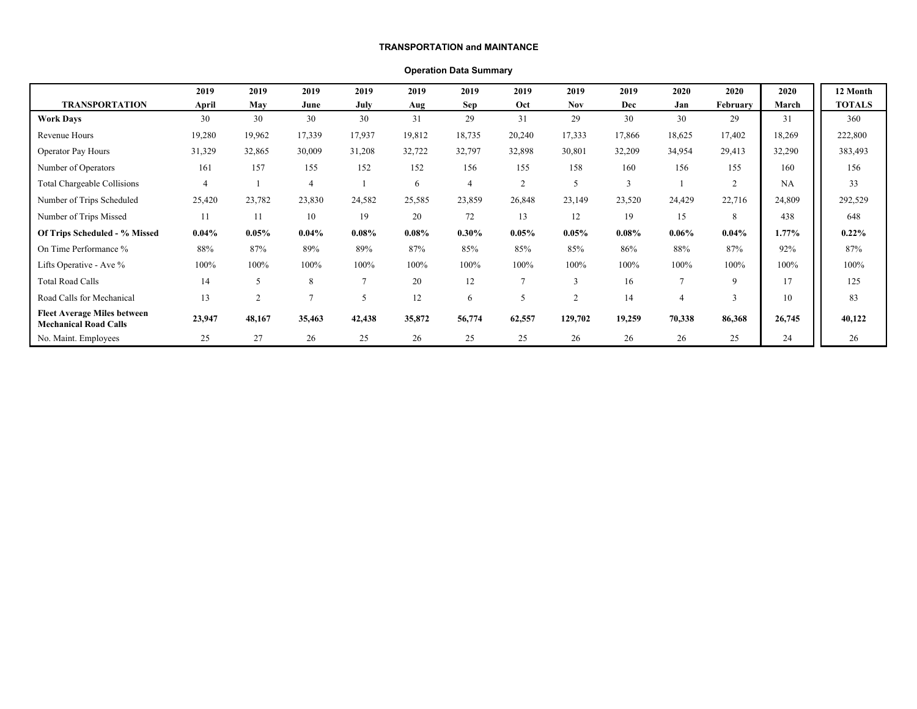**TRANSPORTATION and MAINTANCE**

**Operation Data Summary**

| TRANSPORTATION | 2019 April | 2019 May | 2019 June | 2019 July | 2019 Aug | 2019 Sep | 2019 Oct | 2019 Nov | 2019 Dec | 2020 Jan | 2020 February | 2020 March | 12 Month TOTALS |
|---|---|---|---|---|---|---|---|---|---|---|---|---|---|
| **Work Days** | 30 | 30 | 30 | 30 | 31 | 29 | 31 | 29 | 30 | 30 | 29 | 31 | 360 |
| Revenue Hours | 19,280 | 19,962 | 17,339 | 17,937 | 19,812 | 18,735 | 20,240 | 17,333 | 17,866 | 18,625 | 17,402 | 18,269 | 222,800 |
| Operator Pay Hours | 31,329 | 32,865 | 30,009 | 31,208 | 32,722 | 32,797 | 32,898 | 30,801 | 32,209 | 34,954 | 29,413 | 32,290 | 383,493 |
| Number of Operators | 161 | 157 | 155 | 152 | 152 | 156 | 155 | 158 | 160 | 156 | 155 | 160 | 156 |
| Total Chargeable Collisions | 4 | 1 | 4 | 1 | 6 | 4 | 2 | 5 | 3 | 1 | 2 | NA | 33 |
| Number of Trips Scheduled | 25,420 | 23,782 | 23,830 | 24,582 | 25,585 | 23,859 | 26,848 | 23,149 | 23,520 | 24,429 | 22,716 | 24,809 | 292,529 |
| Number of Trips Missed | 11 | 11 | 10 | 19 | 20 | 72 | 13 | 12 | 19 | 15 | 8 | 438 | 648 |
| **Of Trips Scheduled - % Missed** | **0.04%** | **0.05%** | **0.04%** | **0.08%** | **0.08%** | **0.30%** | **0.05%** | **0.05%** | **0.08%** | **0.06%** | **0.04%** | **1.77%** | **0.22%** |
| On Time Performance % | 88% | 87% | 89% | 89% | 87% | 85% | 85% | 85% | 86% | 88% | 87% | 92% | 87% |
| Lifts Operative - Ave % | 100% | 100% | 100% | 100% | 100% | 100% | 100% | 100% | 100% | 100% | 100% | 100% | 100% |
| Total Road Calls | 14 | 5 | 8 | 7 | 20 | 12 | 7 | 3 | 16 | 7 | 9 | 17 | 125 |
| Road Calls for Mechanical | 13 | 2 | 7 | 5 | 12 | 6 | 5 | 2 | 14 | 4 | 3 | 10 | 83 |
| **Fleet Average Miles between Mechanical Road Calls** | **23,947** | **48,167** | **35,463** | **42,438** | **35,872** | **56,774** | **62,557** | **129,702** | **19,259** | **70,338** | **86,368** | **26,745** | **40,122** |
| No. Maint. Employees | 25 | 27 | 26 | 25 | 26 | 25 | 25 | 26 | 26 | 26 | 25 | 24 | 26 |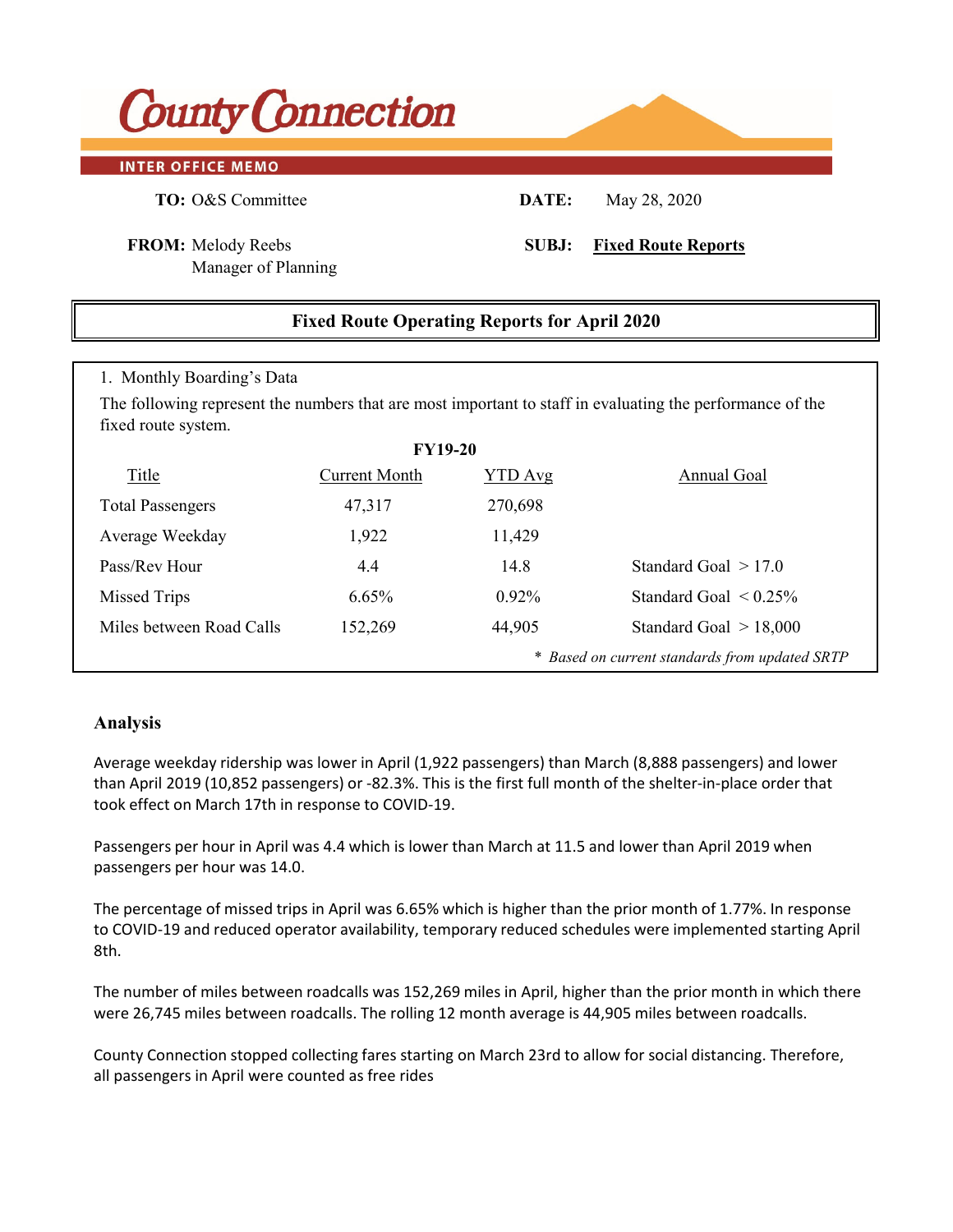# County Connection

**INTER OFFICE MEMO**

**TO:** O&S Committee

**DATE:** May 28, 2020

**FROM:** Melody Reebs
Manager of Planning

**SUBJ:** **Fixed Route Reports**

## Fixed Route Operating Reports for April 2020

1. Monthly Boarding's Data

The following represent the numbers that are most important to staff in evaluating the performance of the fixed route system.

**FY19-20**

| Title | Current Month | YTD Avg | Annual Goal |
|---|---|---|---|
| Total Passengers | 47,317 | 270,698 | |
| Average Weekday | 1,922 | 11,429 | |
| Pass/Rev Hour | 4.4 | 14.8 | Standard Goal > 17.0 |
| Missed Trips | 6.65% | 0.92% | Standard Goal < 0.25% |
| Miles between Road Calls | 152,269 | 44,905 | Standard Goal > 18,000 |

*\* Based on current standards from updated SRTP*

### Analysis

Average weekday ridership was lower in April (1,922 passengers) than March (8,888 passengers) and lower than April 2019 (10,852 passengers) or -82.3%. This is the first full month of the shelter-in-place order that took effect on March 17th in response to COVID-19.

Passengers per hour in April was 4.4 which is lower than March at 11.5 and lower than April 2019 when passengers per hour was 14.0.

The percentage of missed trips in April was 6.65% which is higher than the prior month of 1.77%. In response to COVID-19 and reduced operator availability, temporary reduced schedules were implemented starting April 8th.

The number of miles between roadcalls was 152,269 miles in April, higher than the prior month in which there were 26,745 miles between roadcalls. The rolling 12 month average is 44,905 miles between roadcalls.

County Connection stopped collecting fares starting on March 23rd to allow for social distancing. Therefore, all passengers in April were counted as free rides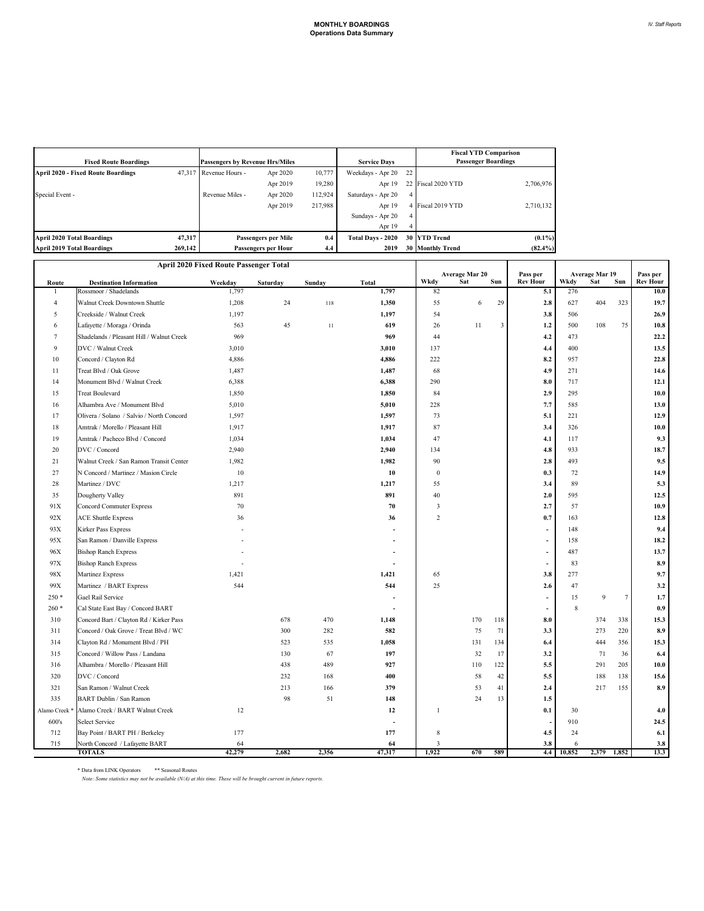# MONTHLY BOARDINGS
## Operations Data Summary

| Fixed Route Boardings | | Passengers by Revenue Hrs/Miles | | | Service Days | | Fiscal YTD Comparison Passenger Boardings | |
|---|---|---|---|---|---|---|---|---|
| April 2020 - Fixed Route Boardings | 47,317 | Revenue Hours - | Apr 2020 | 10,777 | Weekdays - Apr 20 | 22 | | |
| | | | Apr 2019 | 19,280 | Apr 19 | 22 | Fiscal 2020 YTD | 2,706,976 |
| Special Event - | | Revenue Miles - | Apr 2020 | 112,924 | Saturdays - Apr 20 | 4 | | |
| | | | Apr 2019 | 217,988 | Apr 19 | 4 | Fiscal 2019 YTD | 2,710,132 |
| | | | | | Sundays - Apr 20 | 4 | | |
| | | | | | Apr 19 | 4 | | |
| April 2020 Total Boardings | 47,317 | Passengers per Mile | | 0.4 | Total Days - 2020 | 30 | YTD Trend | (0.1%) |
| April 2019 Total Boardings | 269,142 | Passengers per Hour | | 4.4 | 2019 | 30 | Monthly Trend | (82.4%) |

| Route | Destination Information | Weekday | Saturday | Sunday | Total | Average Mar 20 Wkdy | Average Mar 20 Sat | Average Mar 20 Sun | Pass per Rev Hour | Average Mar 19 Wkdy | Average Mar 19 Sat | Average Mar 19 Sun | Pass per Rev Hour |
|---|---|---|---|---|---|---|---|---|---|---|---|---|---|
| 1 | Rossmoor / Shadelands | 1,797 | | | 1,797 | 82 | | | 5.1 | 276 | | | 10.0 |
| 4 | Walnut Creek Downtown Shuttle | 1,208 | 24 | 118 | 1,350 | 55 | 6 | 29 | 2.8 | 627 | 404 | 323 | 19.7 |
| 5 | Creekside / Walnut Creek | 1,197 | | | 1,197 | 54 | | | 3.8 | 506 | | | 26.9 |
| 6 | Lafayette / Moraga / Orinda | 563 | 45 | 11 | 619 | 26 | 11 | 3 | 1.2 | 500 | 108 | 75 | 10.8 |
| 7 | Shadelands / Pleasant Hill / Walnut Creek | 969 | | | 969 | 44 | | | 4.2 | 473 | | | 22.2 |
| 9 | DVC / Walnut Creek | 3,010 | | | 3,010 | 137 | | | 4.4 | 400 | | | 13.5 |
| 10 | Concord / Clayton Rd | 4,886 | | | 4,886 | 222 | | | 8.2 | 957 | | | 22.8 |
| 11 | Treat Blvd / Oak Grove | 1,487 | | | 1,487 | 68 | | | 4.9 | 271 | | | 14.6 |
| 14 | Monument Blvd / Walnut Creek | 6,388 | | | 6,388 | 290 | | | 8.0 | 717 | | | 12.1 |
| 15 | Treat Boulevard | 1,850 | | | 1,850 | 84 | | | 2.9 | 295 | | | 10.0 |
| 16 | Alhambra Ave / Monument Blvd | 5,010 | | | 5,010 | 228 | | | 7.7 | 585 | | | 13.0 |
| 17 | Olivera / Solano / Salvio / North Concord | 1,597 | | | 1,597 | 73 | | | 5.1 | 221 | | | 12.9 |
| 18 | Amtrak / Morello / Pleasant Hill | 1,917 | | | 1,917 | 87 | | | 3.4 | 326 | | | 10.0 |
| 19 | Amtrak / Pacheco Blvd / Concord | 1,034 | | | 1,034 | 47 | | | 4.1 | 117 | | | 9.3 |
| 20 | DVC / Concord | 2,940 | | | 2,940 | 134 | | | 4.8 | 933 | | | 18.7 |
| 21 | Walnut Creek / San Ramon Transit Center | 1,982 | | | 1,982 | 90 | | | 2.8 | 493 | | | 9.5 |
| 27 | N Concord / Martinez / Masion Circle | 10 | | | 10 | 0 | | | 0.3 | 72 | | | 14.9 |
| 28 | Martinez / DVC | 1,217 | | | 1,217 | 55 | | | 3.4 | 89 | | | 5.3 |
| 35 | Dougherty Valley | 891 | | | 891 | 40 | | | 2.0 | 595 | | | 12.5 |
| 91X | Concord Commuter Express | 70 | | | 70 | 3 | | | 2.7 | 57 | | | 10.9 |
| 92X | ACE Shuttle Express | 36 | | | 36 | 2 | | | 0.7 | 163 | | | 12.8 |
| 93X | Kirker Pass Express | - | | | - | | | | - | 148 | | | 9.4 |
| 95X | San Ramon / Danville Express | - | | | - | | | | - | 158 | | | 18.2 |
| 96X | Bishop Ranch Express | - | | | - | | | | - | 487 | | | 13.7 |
| 97X | Bishop Ranch Express | - | | | - | | | | - | 83 | | | 8.9 |
| 98X | Martinez Express | 1,421 | | | 1,421 | 65 | | | 3.8 | 277 | | | 9.7 |
| 99X | Martinez / BART Express | 544 | | | 544 | 25 | | | 2.6 | 47 | | | 3.2 |
| 250 * | Gael Rail Service | | | | - | | | | - | 15 | 9 | 7 | 1.7 |
| 260 * | Cal State East Bay / Concord BART | | | | - | | | | - | 8 | | | 0.9 |
| 310 | Concord Bart / Clayton Rd / Kirker Pass | | 678 | 470 | 1,148 | | 170 | 118 | 8.0 | | 374 | 338 | 15.3 |
| 311 | Concord / Oak Grove / Treat Blvd / WC | | 300 | 282 | 582 | | 75 | 71 | 3.3 | | 273 | 220 | 8.9 |
| 314 | Clayton Rd / Monument Blvd / PH | | 523 | 535 | 1,058 | | 131 | 134 | 6.4 | | 444 | 356 | 15.3 |
| 315 | Concord / Willow Pass / Landana | | 130 | 67 | 197 | | 32 | 17 | 3.2 | | 71 | 36 | 6.4 |
| 316 | Alhambra / Morello / Pleasant Hill | | 438 | 489 | 927 | | 110 | 122 | 5.5 | | 291 | 205 | 10.0 |
| 320 | DVC / Concord | | 232 | 168 | 400 | | 58 | 42 | 5.5 | | 188 | 138 | 15.6 |
| 321 | San Ramon / Walnut Creek | | 213 | 166 | 379 | | 53 | 41 | 2.4 | | 217 | 155 | 8.9 |
| 335 | BART Dublin / San Ramon | | 98 | 51 | 148 | | 24 | 13 | 1.5 | | | | |
| Alamo Creek * | Alamo Creek / BART Walnut Creek | 12 | | | 12 | 1 | | | 0.1 | 30 | | | 4.0 |
| 600's | Select Service | | | | - | | | | - | 910 | | | 24.5 |
| 712 | Bay Point / BART PH / Berkeley | 177 | | | 177 | 8 | | | 4.5 | 24 | | | 6.1 |
| 715 | North Concord / Lafayette BART | 64 | | | 64 | 3 | | | 3.8 | 6 | | | 3.8 |
| | **TOTALS** | **42,279** | **2,682** | **2,356** | **47,317** | **1,922** | **670** | **589** | **4.4** | **10,852** | **2,379** | **1,852** | **13.3** |

\* Data from LINK Operators  ** Seasonal Routes

*Note: Some statistics may not be available (N/A) at this time. These will be brought current in future reports.*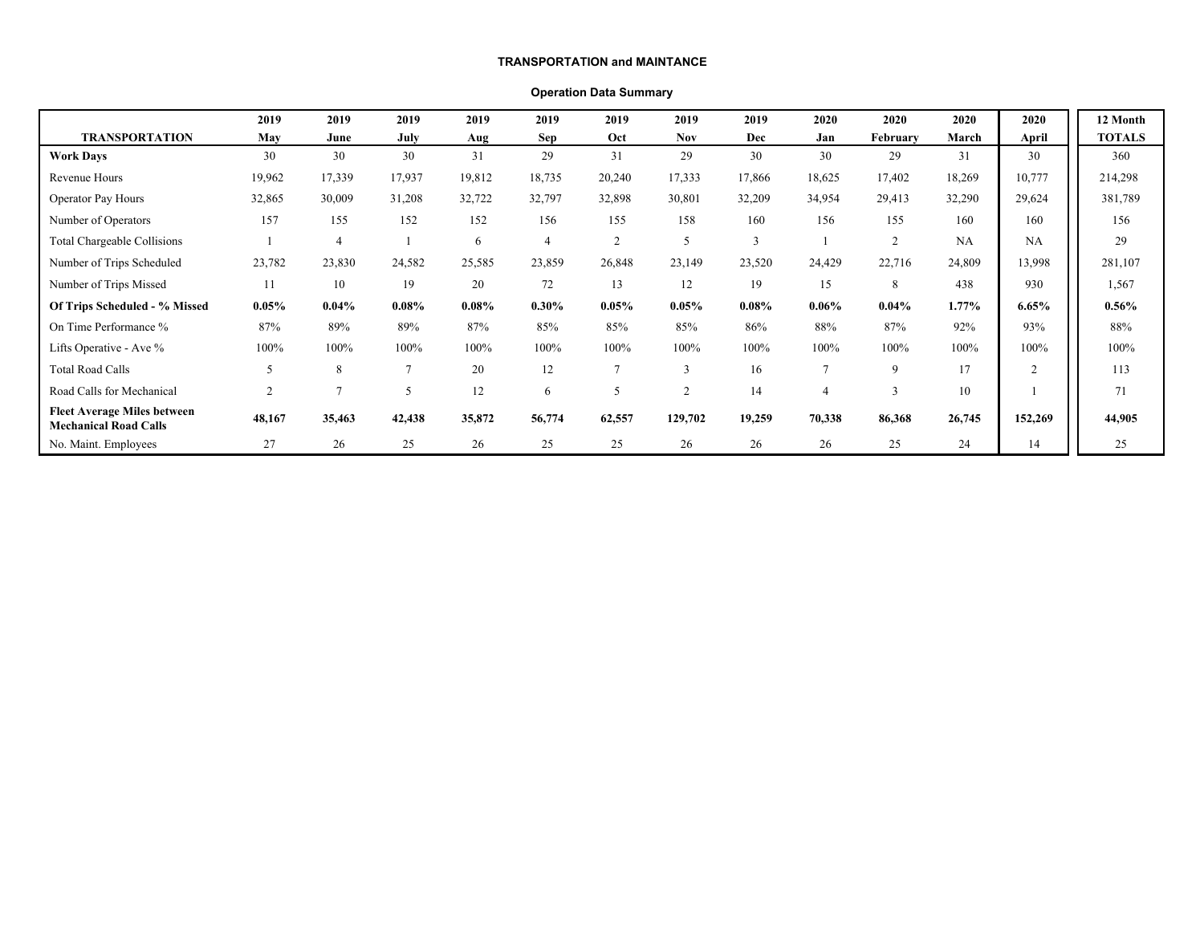**TRANSPORTATION and MAINTANCE**

**Operation Data Summary**

| TRANSPORTATION | 2019 May | 2019 June | 2019 July | 2019 Aug | 2019 Sep | 2019 Oct | 2019 Nov | 2019 Dec | 2020 Jan | 2020 February | 2020 March | 2020 April | 12 Month TOTALS |
|---|---|---|---|---|---|---|---|---|---|---|---|---|---|
| **Work Days** | 30 | 30 | 30 | 31 | 29 | 31 | 29 | 30 | 30 | 29 | 31 | 30 | 360 |
| Revenue Hours | 19,962 | 17,339 | 17,937 | 19,812 | 18,735 | 20,240 | 17,333 | 17,866 | 18,625 | 17,402 | 18,269 | 10,777 | 214,298 |
| Operator Pay Hours | 32,865 | 30,009 | 31,208 | 32,722 | 32,797 | 32,898 | 30,801 | 32,209 | 34,954 | 29,413 | 32,290 | 29,624 | 381,789 |
| Number of Operators | 157 | 155 | 152 | 152 | 156 | 155 | 158 | 160 | 156 | 155 | 160 | 160 | 156 |
| Total Chargeable Collisions | 1 | 4 | 1 | 6 | 4 | 2 | 5 | 3 | 1 | 2 | NA | NA | 29 |
| Number of Trips Scheduled | 23,782 | 23,830 | 24,582 | 25,585 | 23,859 | 26,848 | 23,149 | 23,520 | 24,429 | 22,716 | 24,809 | 13,998 | 281,107 |
| Number of Trips Missed | 11 | 10 | 19 | 20 | 72 | 13 | 12 | 19 | 15 | 8 | 438 | 930 | 1,567 |
| **Of Trips Scheduled - % Missed** | **0.05%** | **0.04%** | **0.08%** | **0.08%** | **0.30%** | **0.05%** | **0.05%** | **0.08%** | **0.06%** | **0.04%** | **1.77%** | **6.65%** | **0.56%** |
| On Time Performance % | 87% | 89% | 89% | 87% | 85% | 85% | 85% | 86% | 88% | 87% | 92% | 93% | 88% |
| Lifts Operative - Ave % | 100% | 100% | 100% | 100% | 100% | 100% | 100% | 100% | 100% | 100% | 100% | 100% | 100% |
| Total Road Calls | 5 | 8 | 7 | 20 | 12 | 7 | 3 | 16 | 7 | 9 | 17 | 2 | 113 |
| Road Calls for Mechanical | 2 | 7 | 5 | 12 | 6 | 5 | 2 | 14 | 4 | 3 | 10 | 1 | 71 |
| **Fleet Average Miles between Mechanical Road Calls** | **48,167** | **35,463** | **42,438** | **35,872** | **56,774** | **62,557** | **129,702** | **19,259** | **70,338** | **86,368** | **26,745** | **152,269** | **44,905** |
| No. Maint. Employees | 27 | 26 | 25 | 26 | 25 | 25 | 26 | 26 | 26 | 25 | 24 | 14 | 25 |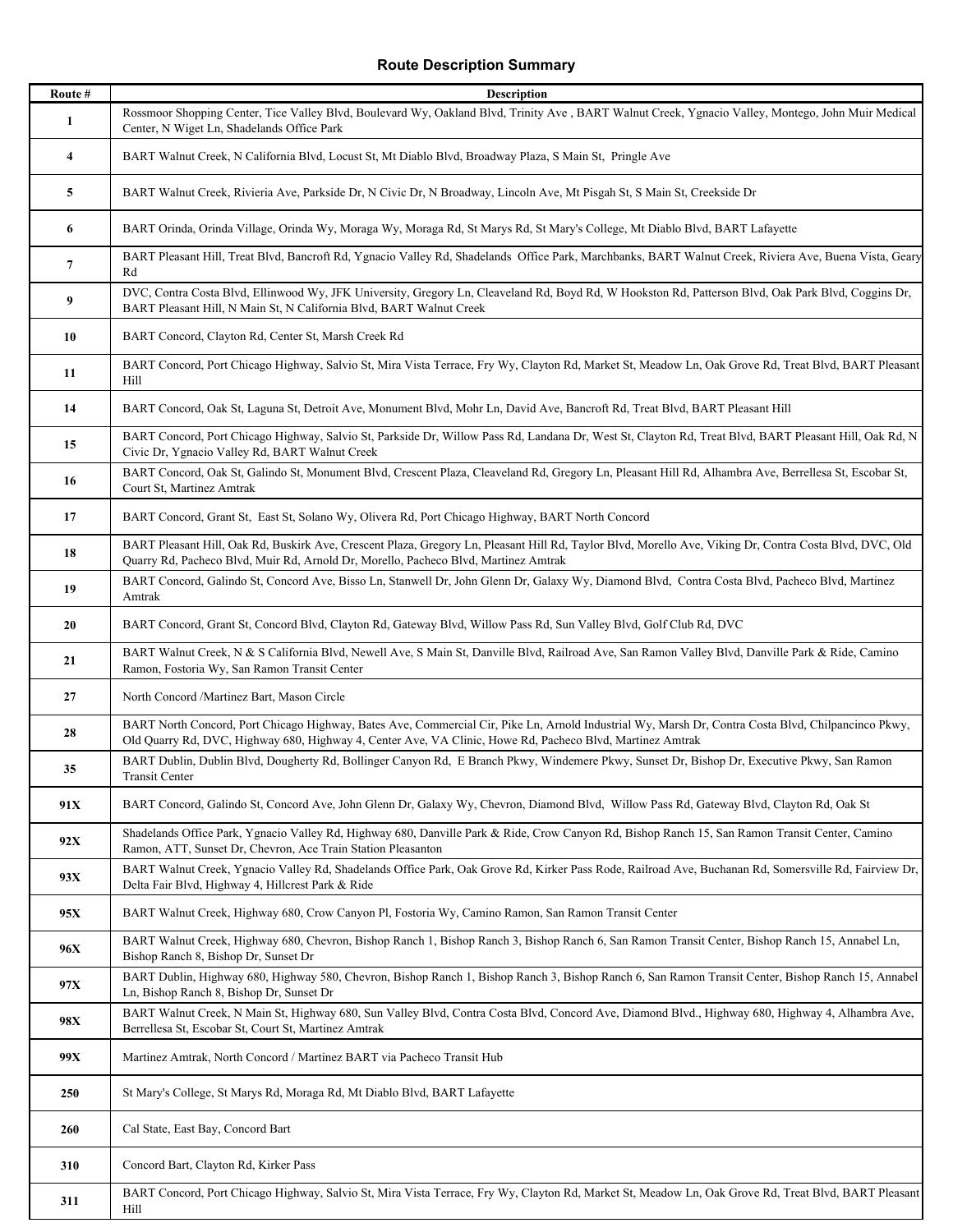## Route Description Summary

| Route # | Description |
|---|---|
| 1 | Rossmoor Shopping Center, Tice Valley Blvd, Boulevard Wy, Oakland Blvd, Trinity Ave , BART Walnut Creek, Ygnacio Valley, Montego, John Muir Medical Center, N Wiget Ln, Shadelands Office Park |
| 4 | BART Walnut Creek, N California Blvd, Locust St, Mt Diablo Blvd, Broadway Plaza, S Main St, Pringle Ave |
| 5 | BART Walnut Creek, Rivieria Ave, Parkside Dr, N Civic Dr, N Broadway, Lincoln Ave, Mt Pisgah St, S Main St, Creekside Dr |
| 6 | BART Orinda, Orinda Village, Orinda Wy, Moraga Wy, Moraga Rd, St Marys Rd, St Mary's College, Mt Diablo Blvd, BART Lafayette |
| 7 | BART Pleasant Hill, Treat Blvd, Bancroft Rd, Ygnacio Valley Rd, Shadelands Office Park, Marchbanks, BART Walnut Creek, Riviera Ave, Buena Vista, Geary Rd |
| 9 | DVC, Contra Costa Blvd, Ellinwood Wy, JFK University, Gregory Ln, Cleaveland Rd, Boyd Rd, W Hookston Rd, Patterson Blvd, Oak Park Blvd, Coggins Dr, BART Pleasant Hill, N Main St, N California Blvd, BART Walnut Creek |
| 10 | BART Concord, Clayton Rd, Center St, Marsh Creek Rd |
| 11 | BART Concord, Port Chicago Highway, Salvio St, Mira Vista Terrace, Fry Wy, Clayton Rd, Market St, Meadow Ln, Oak Grove Rd, Treat Blvd, BART Pleasant Hill |
| 14 | BART Concord, Oak St, Laguna St, Detroit Ave, Monument Blvd, Mohr Ln, David Ave, Bancroft Rd, Treat Blvd, BART Pleasant Hill |
| 15 | BART Concord, Port Chicago Highway, Salvio St, Parkside Dr, Willow Pass Rd, Landana Dr, West St, Clayton Rd, Treat Blvd, BART Pleasant Hill, Oak Rd, N Civic Dr, Ygnacio Valley Rd, BART Walnut Creek |
| 16 | BART Concord, Oak St, Galindo St, Monument Blvd, Crescent Plaza, Cleaveland Rd, Gregory Ln, Pleasant Hill Rd, Alhambra Ave, Berrellesa St, Escobar St, Court St, Martinez Amtrak |
| 17 | BART Concord, Grant St, East St, Solano Wy, Olivera Rd, Port Chicago Highway, BART North Concord |
| 18 | BART Pleasant Hill, Oak Rd, Buskirk Ave, Crescent Plaza, Gregory Ln, Pleasant Hill Rd, Taylor Blvd, Morello Ave, Viking Dr, Contra Costa Blvd, DVC, Old Quarry Rd, Pacheco Blvd, Muir Rd, Arnold Dr, Morello, Pacheco Blvd, Martinez Amtrak |
| 19 | BART Concord, Galindo St, Concord Ave, Bisso Ln, Stanwell Dr, John Glenn Dr, Galaxy Wy, Diamond Blvd, Contra Costa Blvd, Pacheco Blvd, Martinez Amtrak |
| 20 | BART Concord, Grant St, Concord Blvd, Clayton Rd, Gateway Blvd, Willow Pass Rd, Sun Valley Blvd, Golf Club Rd, DVC |
| 21 | BART Walnut Creek, N & S California Blvd, Newell Ave, S Main St, Danville Blvd, Railroad Ave, San Ramon Valley Blvd, Danville Park & Ride, Camino Ramon, Fostoria Wy, San Ramon Transit Center |
| 27 | North Concord /Martinez Bart, Mason Circle |
| 28 | BART North Concord, Port Chicago Highway, Bates Ave, Commercial Cir, Pike Ln, Arnold Industrial Wy, Marsh Dr, Contra Costa Blvd, Chilpancinco Pkwy, Old Quarry Rd, DVC, Highway 680, Highway 4, Center Ave, VA Clinic, Howe Rd, Pacheco Blvd, Martinez Amtrak |
| 35 | BART Dublin, Dublin Blvd, Dougherty Rd, Bollinger Canyon Rd, E Branch Pkwy, Windemere Pkwy, Sunset Dr, Bishop Dr, Executive Pkwy, San Ramon Transit Center |
| 91X | BART Concord, Galindo St, Concord Ave, John Glenn Dr, Galaxy Wy, Chevron, Diamond Blvd, Willow Pass Rd, Gateway Blvd, Clayton Rd, Oak St |
| 92X | Shadelands Office Park, Ygnacio Valley Rd, Highway 680, Danville Park & Ride, Crow Canyon Rd, Bishop Ranch 15, San Ramon Transit Center, Camino Ramon, ATT, Sunset Dr, Chevron, Ace Train Station Pleasanton |
| 93X | BART Walnut Creek, Ygnacio Valley Rd, Shadelands Office Park, Oak Grove Rd, Kirker Pass Rode, Railroad Ave, Buchanan Rd, Somersville Rd, Fairview Dr, Delta Fair Blvd, Highway 4, Hillcrest Park & Ride |
| 95X | BART Walnut Creek, Highway 680, Crow Canyon Pl, Fostoria Wy, Camino Ramon, San Ramon Transit Center |
| 96X | BART Walnut Creek, Highway 680, Chevron, Bishop Ranch 1, Bishop Ranch 3, Bishop Ranch 6, San Ramon Transit Center, Bishop Ranch 15, Annabel Ln, Bishop Ranch 8, Bishop Dr, Sunset Dr |
| 97X | BART Dublin, Highway 680, Highway 580, Chevron, Bishop Ranch 1, Bishop Ranch 3, Bishop Ranch 6, San Ramon Transit Center, Bishop Ranch 15, Annabel Ln, Bishop Ranch 8, Bishop Dr, Sunset Dr |
| 98X | BART Walnut Creek, N Main St, Highway 680, Sun Valley Blvd, Contra Costa Blvd, Concord Ave, Diamond Blvd., Highway 680, Highway 4, Alhambra Ave, Berrellesa St, Escobar St, Court St, Martinez Amtrak |
| 99X | Martinez Amtrak, North Concord / Martinez BART via Pacheco Transit Hub |
| 250 | St Mary's College, St Marys Rd, Moraga Rd, Mt Diablo Blvd, BART Lafayette |
| 260 | Cal State, East Bay, Concord Bart |
| 310 | Concord Bart, Clayton Rd, Kirker Pass |
| 311 | BART Concord, Port Chicago Highway, Salvio St, Mira Vista Terrace, Fry Wy, Clayton Rd, Market St, Meadow Ln, Oak Grove Rd, Treat Blvd, BART Pleasant Hill |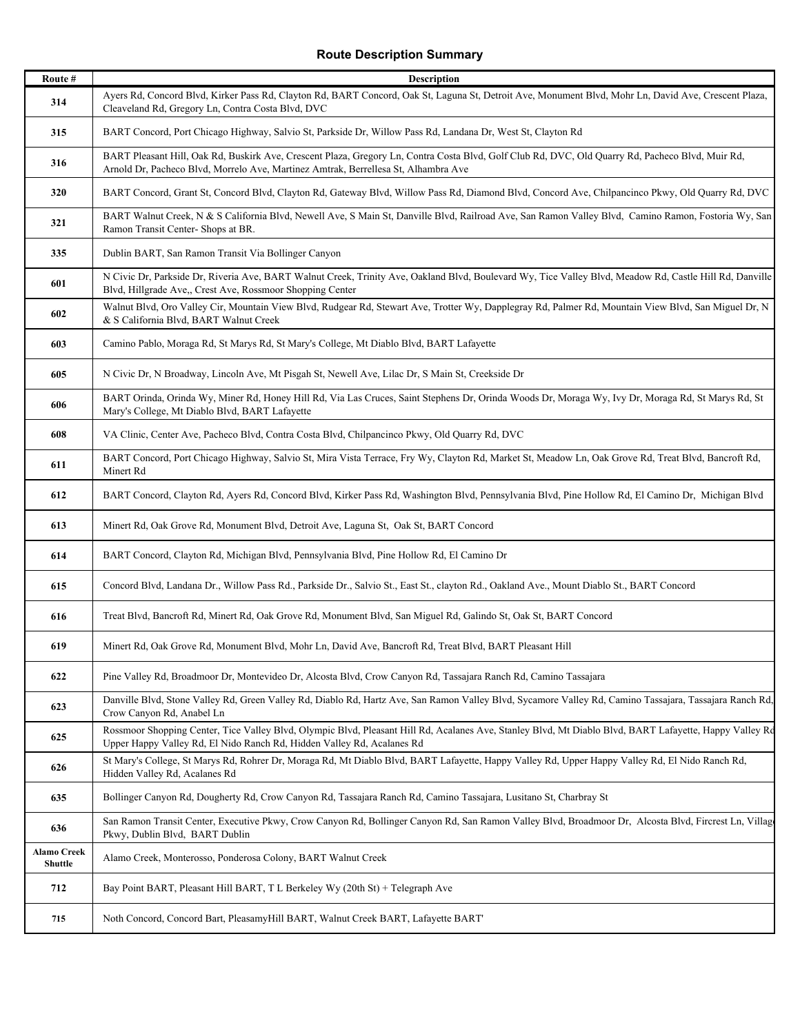### Route Description Summary

| Route # | Description |
|---|---|
| 314 | Ayers Rd, Concord Blvd, Kirker Pass Rd, Clayton Rd, BART Concord, Oak St, Laguna St, Detroit Ave, Monument Blvd, Mohr Ln, David Ave, Crescent Plaza, Cleaveland Rd, Gregory Ln, Contra Costa Blvd, DVC |
| 315 | BART Concord, Port Chicago Highway, Salvio St, Parkside Dr, Willow Pass Rd, Landana Dr, West St, Clayton Rd |
| 316 | BART Pleasant Hill, Oak Rd, Buskirk Ave, Crescent Plaza, Gregory Ln, Contra Costa Blvd, Golf Club Rd, DVC, Old Quarry Rd, Pacheco Blvd, Muir Rd, Arnold Dr, Pacheco Blvd, Morrelo Ave, Martinez Amtrak, Berrellesa St, Alhambra Ave |
| 320 | BART Concord, Grant St, Concord Blvd, Clayton Rd, Gateway Blvd, Willow Pass Rd, Diamond Blvd, Concord Ave, Chilpancinco Pkwy, Old Quarry Rd, DVC |
| 321 | BART Walnut Creek, N & S California Blvd, Newell Ave, S Main St, Danville Blvd, Railroad Ave, San Ramon Valley Blvd, Camino Ramon, Fostoria Wy, San Ramon Transit Center- Shops at BR. |
| 335 | Dublin BART, San Ramon Transit Via Bollinger Canyon |
| 601 | N Civic Dr, Parkside Dr, Riveria Ave, BART Walnut Creek, Trinity Ave, Oakland Blvd, Boulevard Wy, Tice Valley Blvd, Meadow Rd, Castle Hill Rd, Danville Blvd, Hillgrade Ave,, Crest Ave, Rossmoor Shopping Center |
| 602 | Walnut Blvd, Oro Valley Cir, Mountain View Blvd, Rudgear Rd, Stewart Ave, Trotter Wy, Dapplegray Rd, Palmer Rd, Mountain View Blvd, San Miguel Dr, N & S California Blvd, BART Walnut Creek |
| 603 | Camino Pablo, Moraga Rd, St Marys Rd, St Mary's College, Mt Diablo Blvd, BART Lafayette |
| 605 | N Civic Dr, N Broadway, Lincoln Ave, Mt Pisgah St, Newell Ave, Lilac Dr, S Main St, Creekside Dr |
| 606 | BART Orinda, Orinda Wy, Miner Rd, Honey Hill Rd, Via Las Cruces, Saint Stephens Dr, Orinda Woods Dr, Moraga Wy, Ivy Dr, Moraga Rd, St Marys Rd, St Mary's College, Mt Diablo Blvd, BART Lafayette |
| 608 | VA Clinic, Center Ave, Pacheco Blvd, Contra Costa Blvd, Chilpancinco Pkwy, Old Quarry Rd, DVC |
| 611 | BART Concord, Port Chicago Highway, Salvio St, Mira Vista Terrace, Fry Wy, Clayton Rd, Market St, Meadow Ln, Oak Grove Rd, Treat Blvd, Bancroft Rd, Minert Rd |
| 612 | BART Concord, Clayton Rd, Ayers Rd, Concord Blvd, Kirker Pass Rd, Washington Blvd, Pennsylvania Blvd, Pine Hollow Rd, El Camino Dr, Michigan Blvd |
| 613 | Minert Rd, Oak Grove Rd, Monument Blvd, Detroit Ave, Laguna St, Oak St, BART Concord |
| 614 | BART Concord, Clayton Rd, Michigan Blvd, Pennsylvania Blvd, Pine Hollow Rd, El Camino Dr |
| 615 | Concord Blvd, Landana Dr., Willow Pass Rd., Parkside Dr., Salvio St., East St., clayton Rd., Oakland Ave., Mount Diablo St., BART Concord |
| 616 | Treat Blvd, Bancroft Rd, Minert Rd, Oak Grove Rd, Monument Blvd, San Miguel Rd, Galindo St, Oak St, BART Concord |
| 619 | Minert Rd, Oak Grove Rd, Monument Blvd, Mohr Ln, David Ave, Bancroft Rd, Treat Blvd, BART Pleasant Hill |
| 622 | Pine Valley Rd, Broadmoor Dr, Montevideo Dr, Alcosta Blvd, Crow Canyon Rd, Tassajara Ranch Rd, Camino Tassajara |
| 623 | Danville Blvd, Stone Valley Rd, Green Valley Rd, Diablo Rd, Hartz Ave, San Ramon Valley Blvd, Sycamore Valley Rd, Camino Tassajara, Tassajara Ranch Rd, Crow Canyon Rd, Anabel Ln |
| 625 | Rossmoor Shopping Center, Tice Valley Blvd, Olympic Blvd, Pleasant Hill Rd, Acalanes Ave, Stanley Blvd, Mt Diablo Blvd, BART Lafayette, Happy Valley Rd Upper Happy Valley Rd, El Nido Ranch Rd, Hidden Valley Rd, Acalanes Rd |
| 626 | St Mary's College, St Marys Rd, Rohrer Dr, Moraga Rd, Mt Diablo Blvd, BART Lafayette, Happy Valley Rd, Upper Happy Valley Rd, El Nido Ranch Rd, Hidden Valley Rd, Acalanes Rd |
| 635 | Bollinger Canyon Rd, Dougherty Rd, Crow Canyon Rd, Tassajara Ranch Rd, Camino Tassajara, Lusitano St, Charbray St |
| 636 | San Ramon Transit Center, Executive Pkwy, Crow Canyon Rd, Bollinger Canyon Rd, San Ramon Valley Blvd, Broadmoor Dr, Alcosta Blvd, Fircrest Ln, Village Pkwy, Dublin Blvd, BART Dublin |
| Alamo Creek Shuttle | Alamo Creek, Monterosso, Ponderosa Colony, BART Walnut Creek |
| 712 | Bay Point BART, Pleasant Hill BART, T L Berkeley Wy (20th St) + Telegraph Ave |
| 715 | Noth Concord, Concord Bart, PleasamyHill BART, Walnut Creek BART, Lafayette BART' |